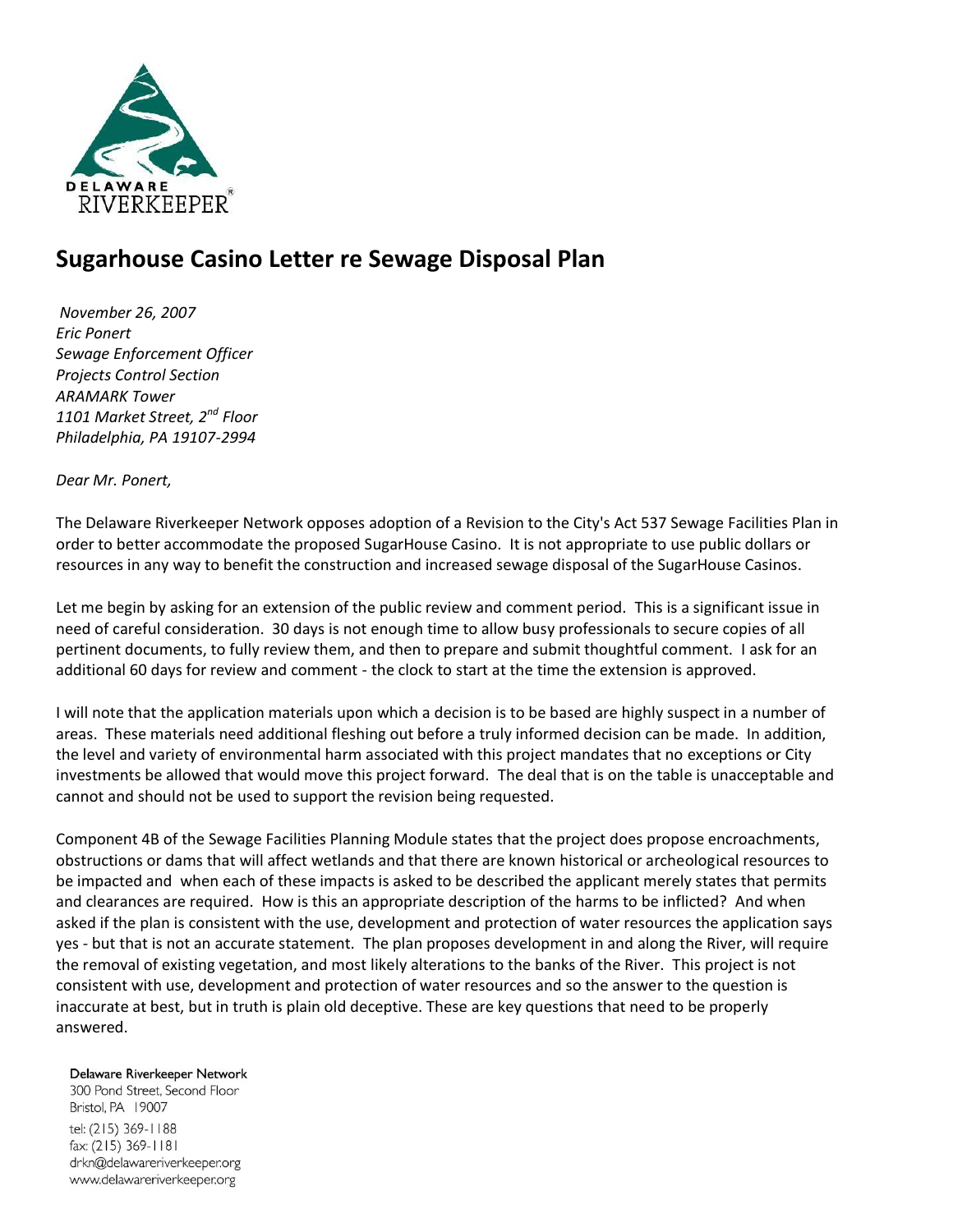# Sugarhouse Casino Letter re Sewage Disposal Plan

*November 26, 2007*
*Eric Ponert*
*Sewage Enforcement Officer*
*Projects Control Section*
*ARAMARK Tower*
*1101 Market Street, 2nd Floor*
*Philadelphia, PA 19107-2994*

*Dear Mr. Ponert,*

The Delaware Riverkeeper Network opposes adoption of a Revision to the City's Act 537 Sewage Facilities Plan in order to better accommodate the proposed SugarHouse Casino. It is not appropriate to use public dollars or resources in any way to benefit the construction and increased sewage disposal of the SugarHouse Casinos.

Let me begin by asking for an extension of the public review and comment period. This is a significant issue in need of careful consideration. 30 days is not enough time to allow busy professionals to secure copies of all pertinent documents, to fully review them, and then to prepare and submit thoughtful comment. I ask for an additional 60 days for review and comment - the clock to start at the time the extension is approved.

I will note that the application materials upon which a decision is to be based are highly suspect in a number of areas. These materials need additional fleshing out before a truly informed decision can be made. In addition, the level and variety of environmental harm associated with this project mandates that no exceptions or City investments be allowed that would move this project forward. The deal that is on the table is unacceptable and cannot and should not be used to support the revision being requested.

Component 4B of the Sewage Facilities Planning Module states that the project does propose encroachments, obstructions or dams that will affect wetlands and that there are known historical or archeological resources to be impacted and when each of these impacts is asked to be described the applicant merely states that permits and clearances are required. How is this an appropriate description of the harms to be inflicted? And when asked if the plan is consistent with the use, development and protection of water resources the application says yes - but that is not an accurate statement. The plan proposes development in and along the River, will require the removal of existing vegetation, and most likely alterations to the banks of the River. This project is not consistent with use, development and protection of water resources and so the answer to the question is inaccurate at best, but in truth is plain old deceptive. These are key questions that need to be properly answered.

Delaware Riverkeeper Network
300 Pond Street, Second Floor
Bristol, PA 19007
tel: (215) 369-1188
fax: (215) 369-1181
drkn@delawareriverkeeper.org
www.delawareriverkeeper.org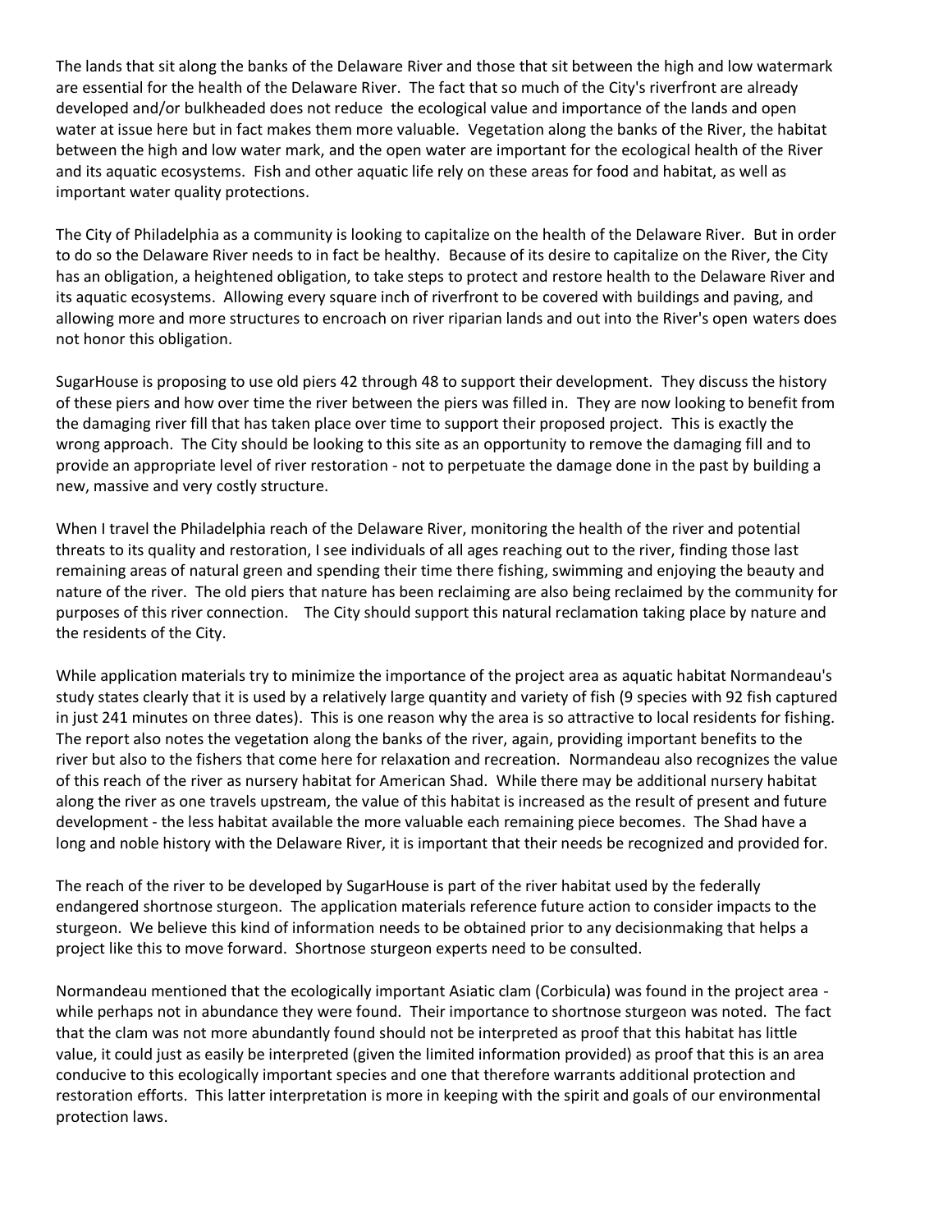The lands that sit along the banks of the Delaware River and those that sit between the high and low watermark are essential for the health of the Delaware River. The fact that so much of the City's riverfront are already developed and/or bulkheaded does not reduce the ecological value and importance of the lands and open water at issue here but in fact makes them more valuable. Vegetation along the banks of the River, the habitat between the high and low water mark, and the open water are important for the ecological health of the River and its aquatic ecosystems. Fish and other aquatic life rely on these areas for food and habitat, as well as important water quality protections.

The City of Philadelphia as a community is looking to capitalize on the health of the Delaware River. But in order to do so the Delaware River needs to in fact be healthy. Because of its desire to capitalize on the River, the City has an obligation, a heightened obligation, to take steps to protect and restore health to the Delaware River and its aquatic ecosystems. Allowing every square inch of riverfront to be covered with buildings and paving, and allowing more and more structures to encroach on river riparian lands and out into the River's open waters does not honor this obligation.

SugarHouse is proposing to use old piers 42 through 48 to support their development. They discuss the history of these piers and how over time the river between the piers was filled in. They are now looking to benefit from the damaging river fill that has taken place over time to support their proposed project. This is exactly the wrong approach. The City should be looking to this site as an opportunity to remove the damaging fill and to provide an appropriate level of river restoration - not to perpetuate the damage done in the past by building a new, massive and very costly structure.

When I travel the Philadelphia reach of the Delaware River, monitoring the health of the river and potential threats to its quality and restoration, I see individuals of all ages reaching out to the river, finding those last remaining areas of natural green and spending their time there fishing, swimming and enjoying the beauty and nature of the river. The old piers that nature has been reclaiming are also being reclaimed by the community for purposes of this river connection. The City should support this natural reclamation taking place by nature and the residents of the City.

While application materials try to minimize the importance of the project area as aquatic habitat Normandeau's study states clearly that it is used by a relatively large quantity and variety of fish (9 species with 92 fish captured in just 241 minutes on three dates). This is one reason why the area is so attractive to local residents for fishing. The report also notes the vegetation along the banks of the river, again, providing important benefits to the river but also to the fishers that come here for relaxation and recreation. Normandeau also recognizes the value of this reach of the river as nursery habitat for American Shad. While there may be additional nursery habitat along the river as one travels upstream, the value of this habitat is increased as the result of present and future development - the less habitat available the more valuable each remaining piece becomes. The Shad have a long and noble history with the Delaware River, it is important that their needs be recognized and provided for.

The reach of the river to be developed by SugarHouse is part of the river habitat used by the federally endangered shortnose sturgeon. The application materials reference future action to consider impacts to the sturgeon. We believe this kind of information needs to be obtained prior to any decisionmaking that helps a project like this to move forward. Shortnose sturgeon experts need to be consulted.

Normandeau mentioned that the ecologically important Asiatic clam (Corbicula) was found in the project area - while perhaps not in abundance they were found. Their importance to shortnose sturgeon was noted. The fact that the clam was not more abundantly found should not be interpreted as proof that this habitat has little value, it could just as easily be interpreted (given the limited information provided) as proof that this is an area conducive to this ecologically important species and one that therefore warrants additional protection and restoration efforts. This latter interpretation is more in keeping with the spirit and goals of our environmental protection laws.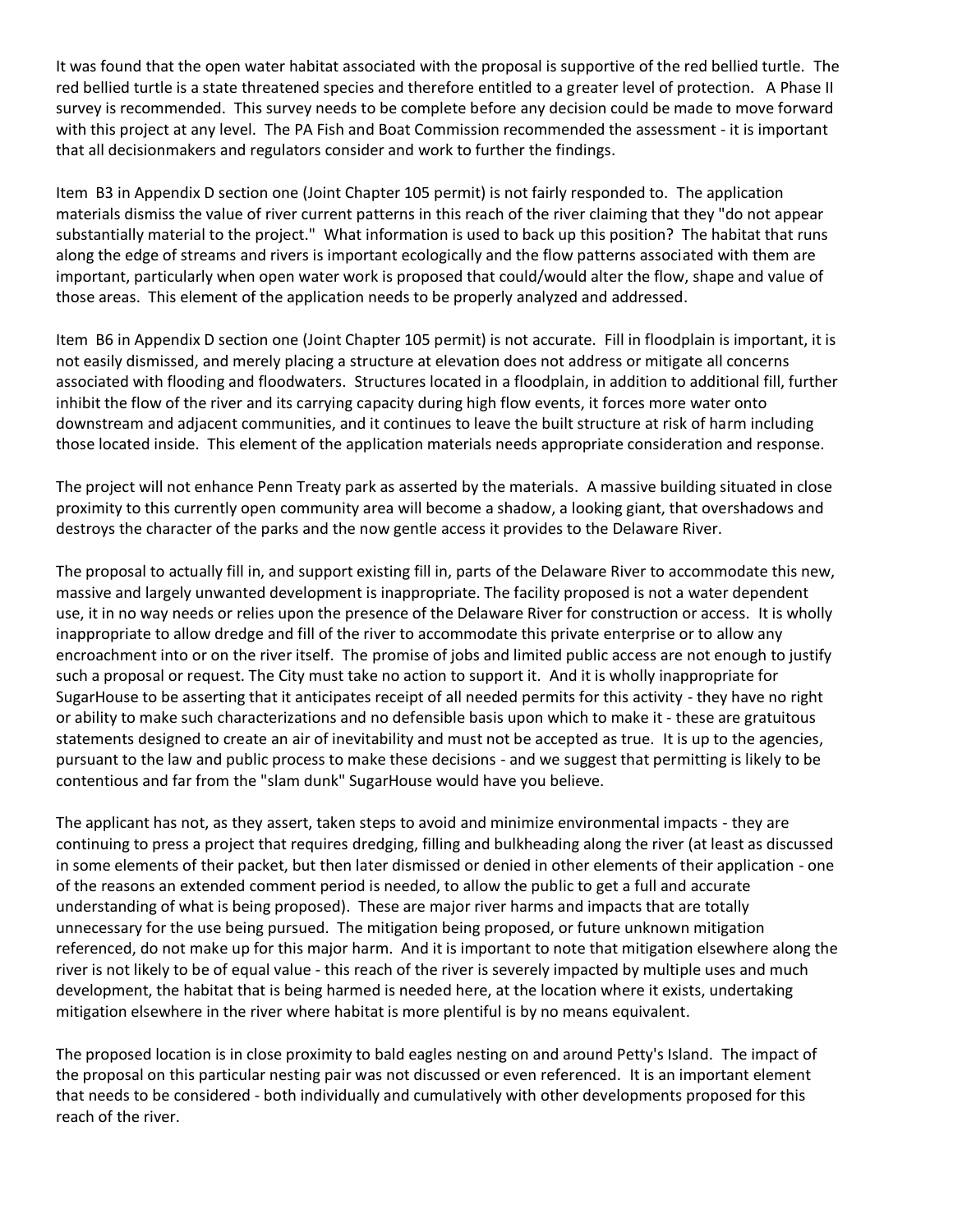It was found that the open water habitat associated with the proposal is supportive of the red bellied turtle. The red bellied turtle is a state threatened species and therefore entitled to a greater level of protection. A Phase II survey is recommended. This survey needs to be complete before any decision could be made to move forward with this project at any level. The PA Fish and Boat Commission recommended the assessment - it is important that all decisionmakers and regulators consider and work to further the findings.

Item B3 in Appendix D section one (Joint Chapter 105 permit) is not fairly responded to. The application materials dismiss the value of river current patterns in this reach of the river claiming that they "do not appear substantially material to the project." What information is used to back up this position? The habitat that runs along the edge of streams and rivers is important ecologically and the flow patterns associated with them are important, particularly when open water work is proposed that could/would alter the flow, shape and value of those areas. This element of the application needs to be properly analyzed and addressed.

Item B6 in Appendix D section one (Joint Chapter 105 permit) is not accurate. Fill in floodplain is important, it is not easily dismissed, and merely placing a structure at elevation does not address or mitigate all concerns associated with flooding and floodwaters. Structures located in a floodplain, in addition to additional fill, further inhibit the flow of the river and its carrying capacity during high flow events, it forces more water onto downstream and adjacent communities, and it continues to leave the built structure at risk of harm including those located inside. This element of the application materials needs appropriate consideration and response.

The project will not enhance Penn Treaty park as asserted by the materials. A massive building situated in close proximity to this currently open community area will become a shadow, a looking giant, that overshadows and destroys the character of the parks and the now gentle access it provides to the Delaware River.

The proposal to actually fill in, and support existing fill in, parts of the Delaware River to accommodate this new, massive and largely unwanted development is inappropriate. The facility proposed is not a water dependent use, it in no way needs or relies upon the presence of the Delaware River for construction or access. It is wholly inappropriate to allow dredge and fill of the river to accommodate this private enterprise or to allow any encroachment into or on the river itself. The promise of jobs and limited public access are not enough to justify such a proposal or request. The City must take no action to support it. And it is wholly inappropriate for SugarHouse to be asserting that it anticipates receipt of all needed permits for this activity - they have no right or ability to make such characterizations and no defensible basis upon which to make it - these are gratuitous statements designed to create an air of inevitability and must not be accepted as true. It is up to the agencies, pursuant to the law and public process to make these decisions - and we suggest that permitting is likely to be contentious and far from the "slam dunk" SugarHouse would have you believe.

The applicant has not, as they assert, taken steps to avoid and minimize environmental impacts - they are continuing to press a project that requires dredging, filling and bulkheading along the river (at least as discussed in some elements of their packet, but then later dismissed or denied in other elements of their application - one of the reasons an extended comment period is needed, to allow the public to get a full and accurate understanding of what is being proposed). These are major river harms and impacts that are totally unnecessary for the use being pursued. The mitigation being proposed, or future unknown mitigation referenced, do not make up for this major harm. And it is important to note that mitigation elsewhere along the river is not likely to be of equal value - this reach of the river is severely impacted by multiple uses and much development, the habitat that is being harmed is needed here, at the location where it exists, undertaking mitigation elsewhere in the river where habitat is more plentiful is by no means equivalent.

The proposed location is in close proximity to bald eagles nesting on and around Petty's Island. The impact of the proposal on this particular nesting pair was not discussed or even referenced. It is an important element that needs to be considered - both individually and cumulatively with other developments proposed for this reach of the river.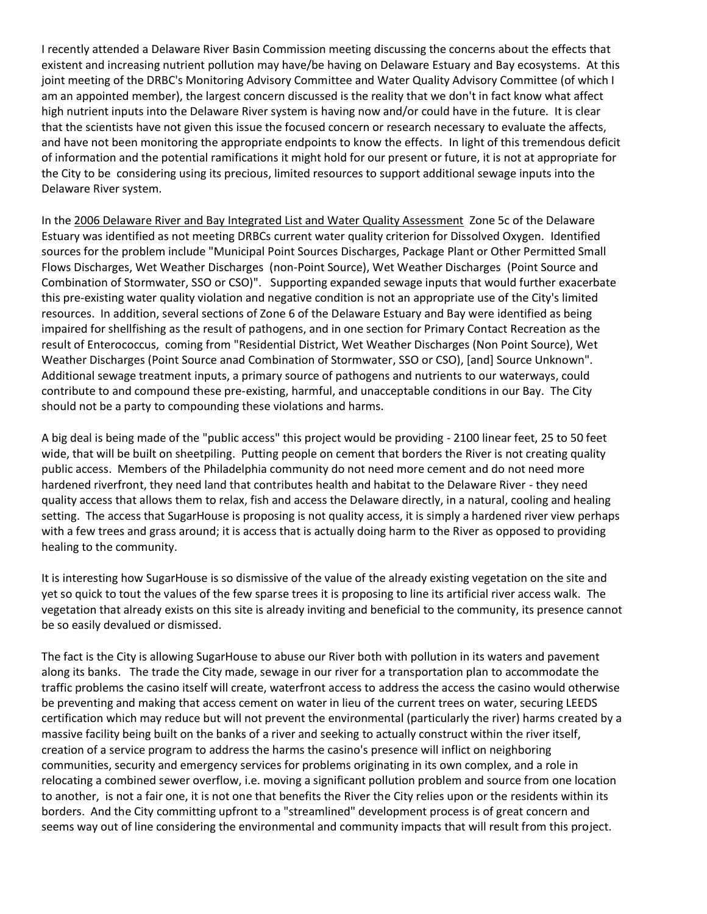I recently attended a Delaware River Basin Commission meeting discussing the concerns about the effects that existent and increasing nutrient pollution may have/be having on Delaware Estuary and Bay ecosystems. At this joint meeting of the DRBC's Monitoring Advisory Committee and Water Quality Advisory Committee (of which I am an appointed member), the largest concern discussed is the reality that we don't in fact know what affect high nutrient inputs into the Delaware River system is having now and/or could have in the future. It is clear that the scientists have not given this issue the focused concern or research necessary to evaluate the affects, and have not been monitoring the appropriate endpoints to know the effects. In light of this tremendous deficit of information and the potential ramifications it might hold for our present or future, it is not at appropriate for the City to be considering using its precious, limited resources to support additional sewage inputs into the Delaware River system.

In the <u>2006 Delaware River and Bay Integrated List and Water Quality Assessment</u> Zone 5c of the Delaware Estuary was identified as not meeting DRBCs current water quality criterion for Dissolved Oxygen. Identified sources for the problem include "Municipal Point Sources Discharges, Package Plant or Other Permitted Small Flows Discharges, Wet Weather Discharges (non-Point Source), Wet Weather Discharges (Point Source and Combination of Stormwater, SSO or CSO)". Supporting expanded sewage inputs that would further exacerbate this pre-existing water quality violation and negative condition is not an appropriate use of the City's limited resources. In addition, several sections of Zone 6 of the Delaware Estuary and Bay were identified as being impaired for shellfishing as the result of pathogens, and in one section for Primary Contact Recreation as the result of Enterococcus, coming from "Residential District, Wet Weather Discharges (Non Point Source), Wet Weather Discharges (Point Source anad Combination of Stormwater, SSO or CSO), [and] Source Unknown". Additional sewage treatment inputs, a primary source of pathogens and nutrients to our waterways, could contribute to and compound these pre-existing, harmful, and unacceptable conditions in our Bay. The City should not be a party to compounding these violations and harms.

A big deal is being made of the "public access" this project would be providing - 2100 linear feet, 25 to 50 feet wide, that will be built on sheetpiling. Putting people on cement that borders the River is not creating quality public access. Members of the Philadelphia community do not need more cement and do not need more hardened riverfront, they need land that contributes health and habitat to the Delaware River - they need quality access that allows them to relax, fish and access the Delaware directly, in a natural, cooling and healing setting. The access that SugarHouse is proposing is not quality access, it is simply a hardened river view perhaps with a few trees and grass around; it is access that is actually doing harm to the River as opposed to providing healing to the community.

It is interesting how SugarHouse is so dismissive of the value of the already existing vegetation on the site and yet so quick to tout the values of the few sparse trees it is proposing to line its artificial river access walk. The vegetation that already exists on this site is already inviting and beneficial to the community, its presence cannot be so easily devalued or dismissed.

The fact is the City is allowing SugarHouse to abuse our River both with pollution in its waters and pavement along its banks. The trade the City made, sewage in our river for a transportation plan to accommodate the traffic problems the casino itself will create, waterfront access to address the access the casino would otherwise be preventing and making that access cement on water in lieu of the current trees on water, securing LEEDS certification which may reduce but will not prevent the environmental (particularly the river) harms created by a massive facility being built on the banks of a river and seeking to actually construct within the river itself, creation of a service program to address the harms the casino's presence will inflict on neighboring communities, security and emergency services for problems originating in its own complex, and a role in relocating a combined sewer overflow, i.e. moving a significant pollution problem and source from one location to another, is not a fair one, it is not one that benefits the River the City relies upon or the residents within its borders. And the City committing upfront to a "streamlined" development process is of great concern and seems way out of line considering the environmental and community impacts that will result from this project.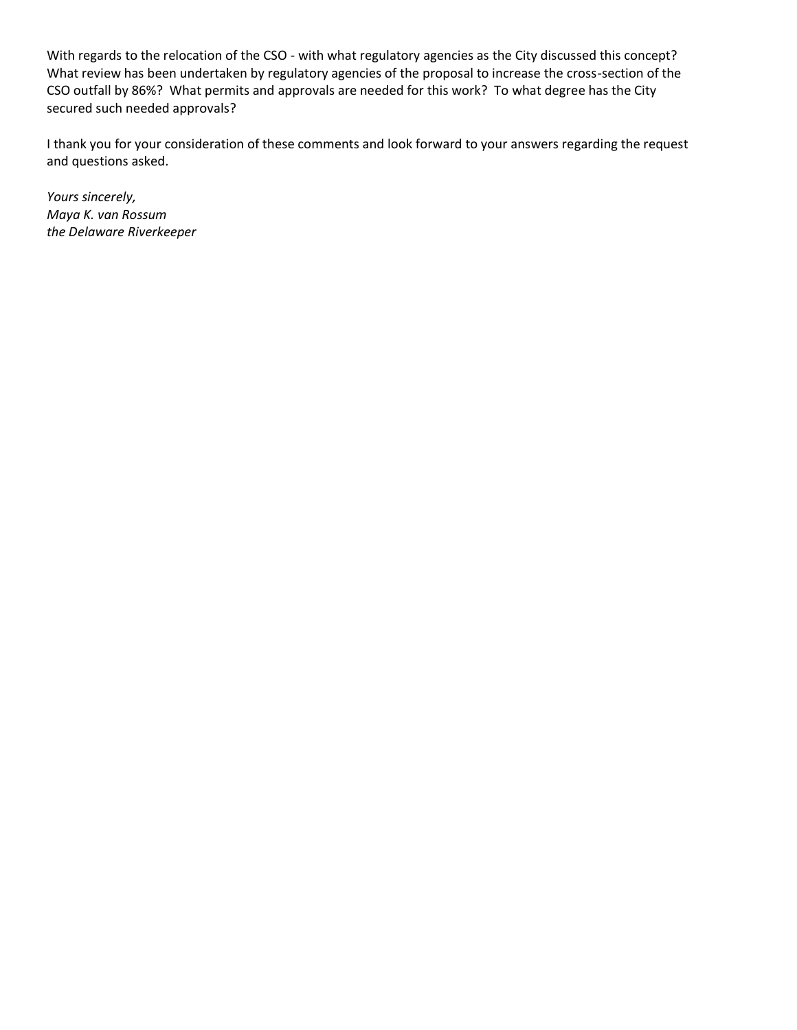With regards to the relocation of the CSO - with what regulatory agencies as the City discussed this concept? What review has been undertaken by regulatory agencies of the proposal to increase the cross-section of the CSO outfall by 86%? What permits and approvals are needed for this work? To what degree has the City secured such needed approvals?

I thank you for your consideration of these comments and look forward to your answers regarding the request and questions asked.

*Yours sincerely,*
*Maya K. van Rossum*
*the Delaware Riverkeeper*